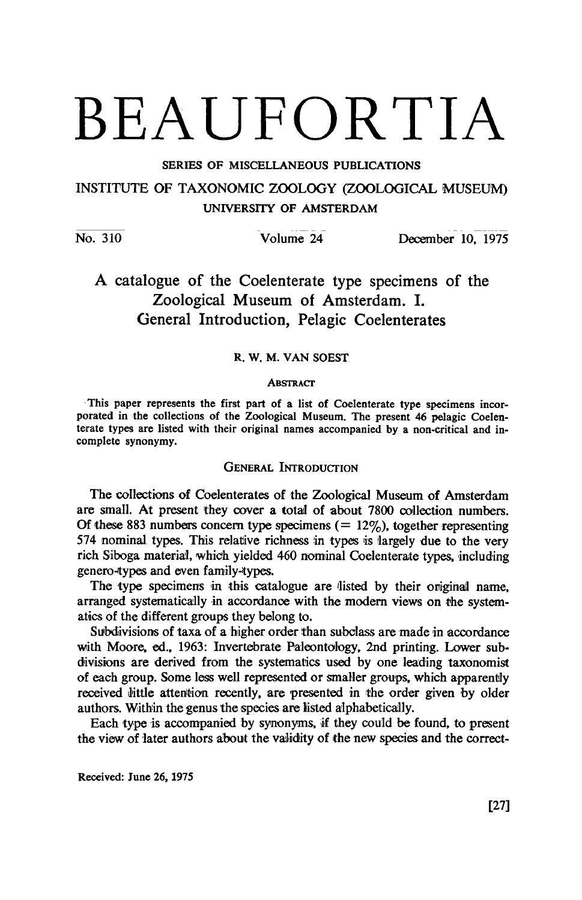# BEAUFORTIA

SERIES OF MISCELLANEOUS PUBLICATIONS

INSTITUTE OF TAXONOMIC ZOOLOGY (ZOOLOGICAL MUSEUM)

UNIVERSITY OF AMSTERDAM

No. 310 Volume 24 December 10, 1975

## A catalogue of the Coelenterate type specimens of the Zoological Museum of Amsterdam. I. General Introduction, Pelagic Coelenterates

R. W. M. VAN SOEST

### Abstract

This paper represents the first part of a list of Coelenterate type specimens incorporated in the collections of the Zoological Museum. The present 46 pelagic Coelenterate types are listed with their original names accompanied by a non-critical and incomplete synonymy.

### General Introduction

The collections of Coelenterates of the Zoological Museum of Amsterdam are small. At present they cover a total of about 7800 collection numbers. Of these 883 numbers concern type specimens (= 12%), together representing 574 nominal types. This relative richness in types is largely due to the very rich Siboga material, which yielded 460 nominal Coelenterate types, including genero-types and even family-types.

The type specimens in this catalogue are listed by their original name, arranged systematically in accordance with the modern views on the systematics of the different groups they belong to.

Subdivisions of taxa of a higher order than subclass are made in accordance with Moore, ed., 1963: Invertebrate Paleontology, 2nd printing. Lower subdivisions are derived from the systematics used by one leading taxonomist of each group. Some less well represented or smaller groups, which apparently received little attention recently, are presented in the order given by older authors. Within the genus the species are listed alphabetically.

Each type is accompanied by synonyms, if they could be found, to present the view of later authors about the validity of the new species and the correct-

Received: June 26, 1975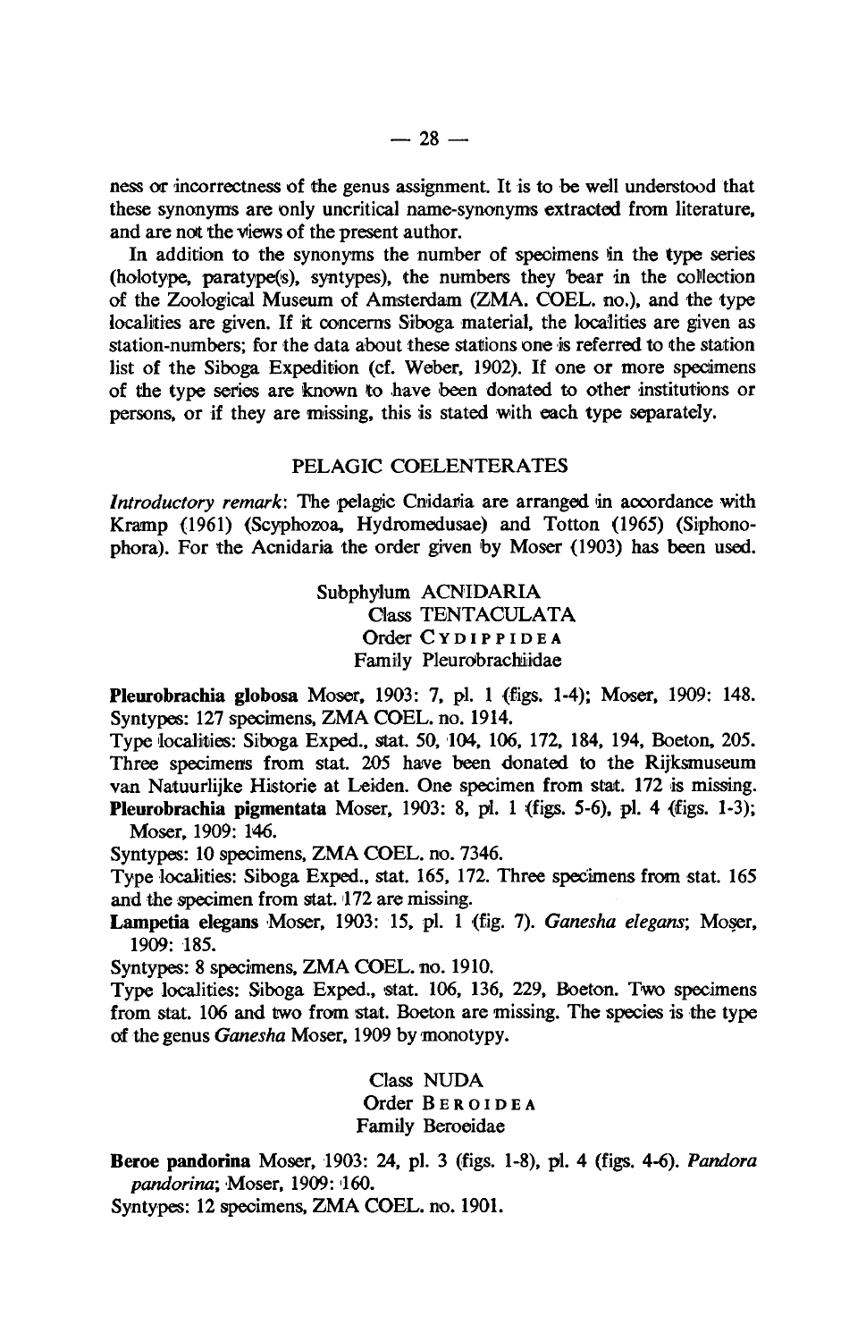ness or incorrectness of the genus assignment. It is to be well understood that these synonyms are only uncritical name-synonyms extracted from literature, and are not the views of the present author.

In addition to the synonyms the number of specimens in the type series (holotype, paratype(s), syntypes), the numbers they bear in the collection of the Zoological Museum of Amsterdam (ZMA. COEL. no.), and the type localities are given. If it concerns Siboga material, the localities are given as station-numbers; for the data about these stations one is referred to the station list of the Siboga Expedition (cf. Weber, 1902). If one or more specimens of the type series are known to have been donated to other institutions or persons, or if they are missing, this is stated with each type separately.

## PELAGIC COELENTERATES

*Introductory remark*: The pelagic Cnidaria are arranged in accordance with Kramp (1961) (Scyphozoa, Hydromedusae) and Totton (1965) (Siphonophora). For the Acnidaria the order given by Moser (1903) has been used.

Subphylum ACNIDARIA
Class TENTACULATA
Order CYDIPPIDEA
Family Pleurobrachiidae

**Pleurobrachia globosa** Moser, 1903: 7, pl. 1 (figs. 1-4); Moser, 1909: 148.
Syntypes: 127 specimens, ZMA COEL. no. 1914.
Type localities: Siboga Exped., stat. 50, 104, 106, 172, 184, 194, Boeton, 205. Three specimens from stat. 205 have been donated to the Rijksmuseum van Natuurlijke Historie at Leiden. One specimen from stat. 172 is missing.

**Pleurobrachia pigmentata** Moser, 1903: 8, pl. 1 (figs. 5-6), pl. 4 (figs. 1-3); Moser, 1909: 146.
Syntypes: 10 specimens, ZMA COEL. no. 7346.
Type localities: Siboga Exped., stat. 165, 172. Three specimens from stat. 165 and the specimen from stat. 172 are missing.

**Lampetia elegans** Moser, 1903: 15, pl. 1 (fig. 7). *Ganesha elegans*; Moser, 1909: 185.
Syntypes: 8 specimens, ZMA COEL. no. 1910.
Type localities: Siboga Exped., stat. 106, 136, 229, Boeton. Two specimens from stat. 106 and two from stat. Boeton are missing. The species is the type of the genus *Ganesha* Moser, 1909 by monotypy.

Class NUDA
Order BEROIDEA
Family Beroeidae

**Beroe pandorina** Moser, 1903: 24, pl. 3 (figs. 1-8), pl. 4 (figs. 4-6). *Pandora pandorina*; Moser, 1909: 160.
Syntypes: 12 specimens, ZMA COEL. no. 1901.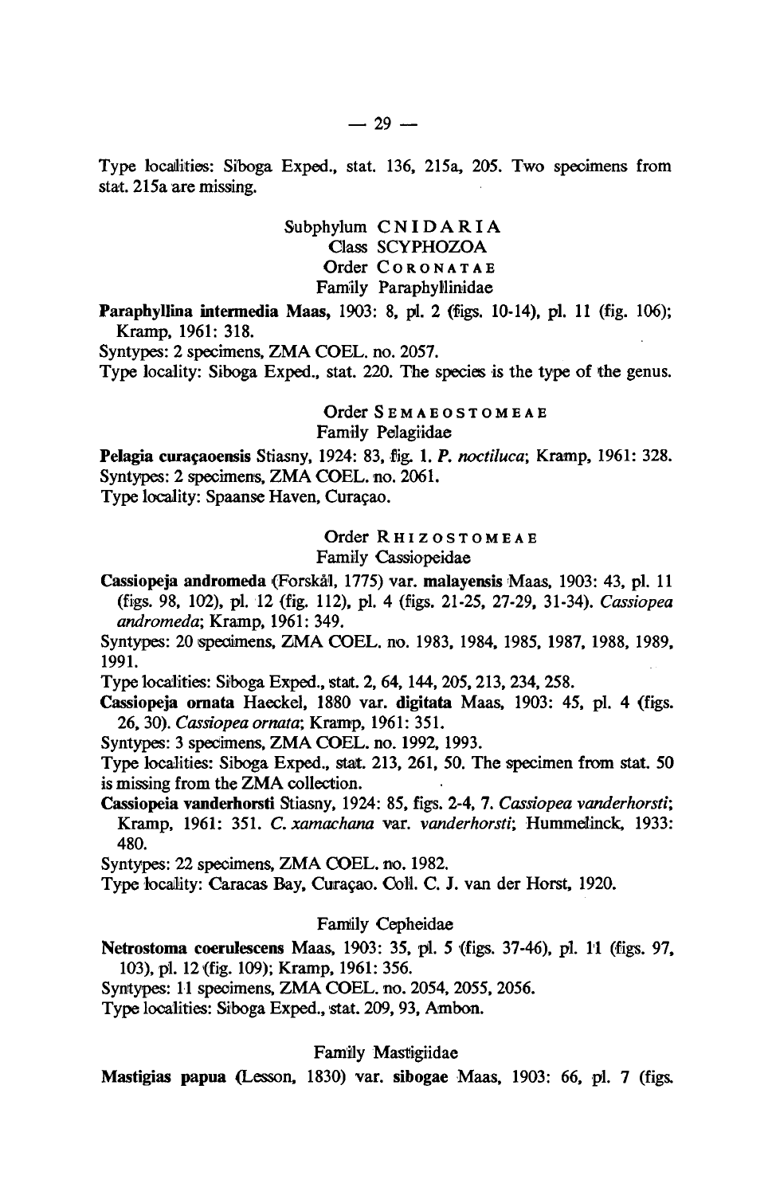Type localities: Siboga Exped., stat. 136, 215a, 205. Two specimens from stat. 215a are missing.

Subphylum CNIDARIA
Class SCYPHOZOA
Order CORONATAE
Family Paraphyllinidae

**Paraphyllina intermedia Maas,** 1903: 8, pl. 2 (figs. 10-14), pl. 11 (fig. 106); Kramp, 1961: 318.

Syntypes: 2 specimens, ZMA COEL. no. 2057.

Type locality: Siboga Exped., stat. 220. The species is the type of the genus.

Order SEMAEOSTOMEAE
Family Pelagiidae

**Pelagia curaçaoensis** Stiasny, 1924: 83, fig. 1. *P. noctiluca*; Kramp, 1961: 328.

Syntypes: 2 specimens, ZMA COEL. no. 2061.

Type locality: Spaanse Haven, Curaçao.

Order RHIZOSTOMEAE
Family Cassiopeidae

**Cassiopeja andromeda** (Forskål, 1775) var. **malayensis** Maas, 1903: 43, pl. 11 (figs. 98, 102), pl. 12 (fig. 112), pl. 4 (figs. 21-25, 27-29, 31-34). *Cassiopea andromeda*; Kramp, 1961: 349.

Syntypes: 20 specimens, ZMA COEL. no. 1983, 1984, 1985, 1987, 1988, 1989, 1991.

Type localities: Siboga Exped., stat. 2, 64, 144, 205, 213, 234, 258.

**Cassiopeja ornata** Haeckel, 1880 var. **digitata** Maas, 1903: 45, pl. 4 (figs. 26, 30). *Cassiopea ornata*; Kramp, 1961: 351.

Syntypes: 3 specimens, ZMA COEL. no. 1992, 1993.

Type localities: Siboga Exped., stat. 213, 261, 50. The specimen from stat. 50 is missing from the ZMA collection.

**Cassiopeia vanderhorsti** Stiasny, 1924: 85, figs. 2-4, 7. *Cassiopea vanderhorsti*; Kramp, 1961: 351. *C. xamachana* var. *vanderhorsti*; Hummelinck, 1933: 480.

Syntypes: 22 specimens, ZMA COEL. no. 1982.

Type locality: Caracas Bay, Curaçao. Coll. C. J. van der Horst, 1920.

Family Cepheidae

**Netrostoma coerulescens** Maas, 1903: 35, pl. 5 (figs. 37-46), pl. 11 (figs. 97, 103), pl. 12 (fig. 109); Kramp, 1961: 356.

Syntypes: 11 specimens, ZMA COEL. no. 2054, 2055, 2056.

Type localities: Siboga Exped., stat. 209, 93, Ambon.

Family Mastigiidae

**Mastigias papua** (Lesson, 1830) var. **sibogae** Maas, 1903: 66, pl. 7 (figs.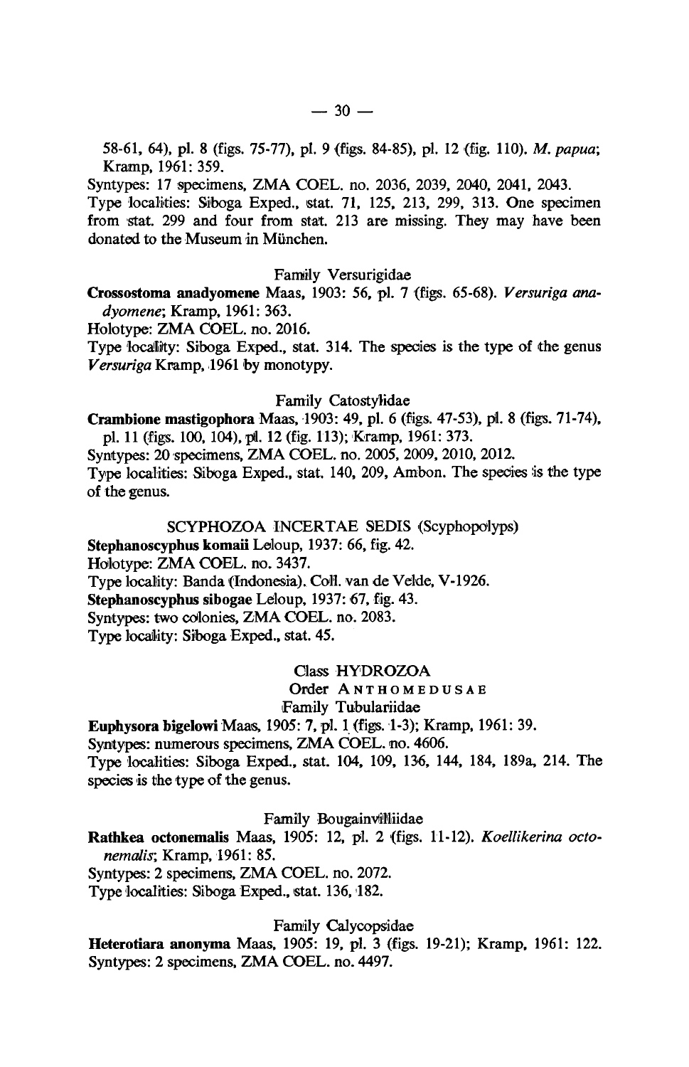58-61, 64), pl. 8 (figs. 75-77), pl. 9 (figs. 84-85), pl. 12 (fig. 110). *M. papua*; Kramp, 1961: 359.

Syntypes: 17 specimens, ZMA COEL. no. 2036, 2039, 2040, 2041, 2043.

Type localities: Siboga Exped., stat. 71, 125, 213, 299, 313. One specimen from stat. 299 and four from stat. 213 are missing. They may have been donated to the Museum in München.

Family Versurigidae

**Crossostoma anadyomene** Maas, 1903: 56, pl. 7 (figs. 65-68). *Versuriga anadyomene*; Kramp, 1961: 363.

Holotype: ZMA COEL. no. 2016.

Type locality: Siboga Exped., stat. 314. The species is the type of the genus *Versuriga* Kramp, 1961 by monotypy.

Family Catostylidae

**Crambione mastigophora** Maas, 1903: 49, pl. 6 (figs. 47-53), pl. 8 (figs. 71-74), pl. 11 (figs. 100, 104), pl. 12 (fig. 113); Kramp, 1961: 373.

Syntypes: 20 specimens, ZMA COEL. no. 2005, 2009, 2010, 2012.

Type localities: Siboga Exped., stat. 140, 209, Ambon. The species is the type of the genus.

SCYPHOZOA INCERTAE SEDIS (Scyphopolyps)

**Stephanoscyphus komaii** Leloup, 1937: 66, fig. 42.

Holotype: ZMA COEL. no. 3437.

Type locality: Banda (Indonesia). Coll. van de Velde, V-1926.

**Stephanoscyphus sibogae** Leloup, 1937: 67, fig. 43.

Syntypes: two colonies, ZMA COEL. no. 2083.

Type locality: Siboga Exped., stat. 45.

Class HYDROZOA

Order ANTHOMEDUSAE

Family Tubulariidae

**Euphysora bigelowi** Maas, 1905: 7, pl. 1 (figs. 1-3); Kramp, 1961: 39.

Syntypes: numerous specimens, ZMA COEL. no. 4606.

Type localities: Siboga Exped., stat. 104, 109, 136, 144, 184, 189a, 214. The species is the type of the genus.

Family Bougainvilliidae

**Rathkea octonemalis** Maas, 1905: 12, pl. 2 (figs. 11-12). *Koellikerina octonemalis*; Kramp, 1961: 85.

Syntypes: 2 specimens, ZMA COEL. no. 2072.

Type localities: Siboga Exped., stat. 136, 182.

Family Calycopsidae

**Heterotiara anonyma** Maas, 1905: 19, pl. 3 (figs. 19-21); Kramp, 1961: 122.

Syntypes: 2 specimens, ZMA COEL. no. 4497.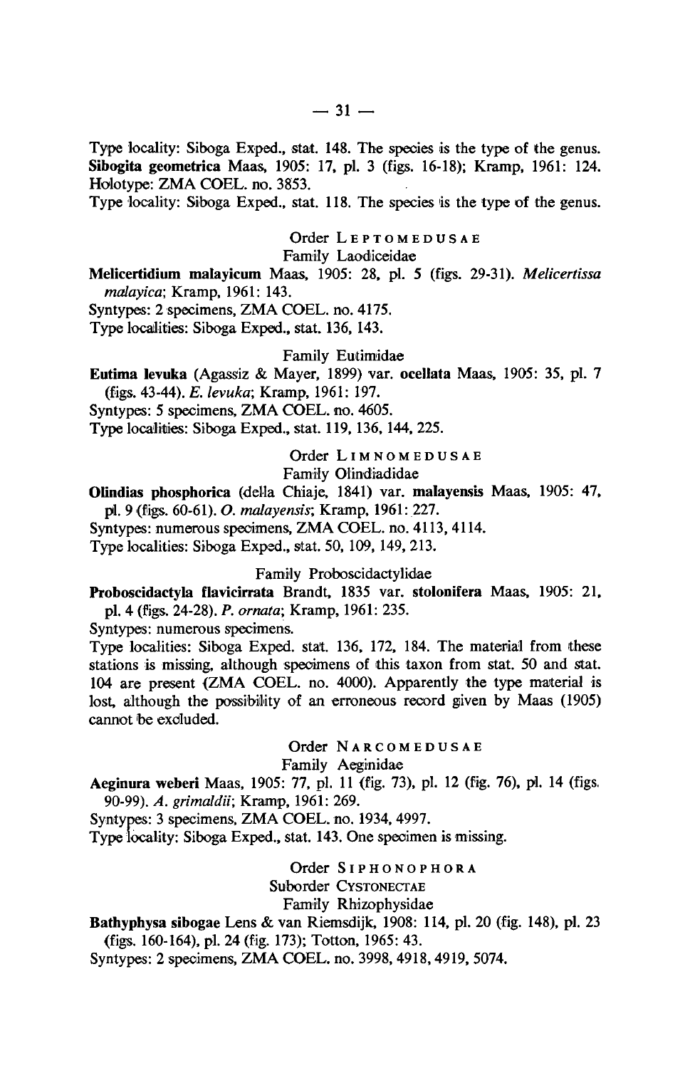Type locality: Siboga Exped., stat. 148. The species is the type of the genus.

**Sibogita geometrica** Maas, 1905: 17, pl. 3 (figs. 16-18); Kramp, 1961: 124.
Holotype: ZMA COEL. no. 3853.
Type locality: Siboga Exped., stat. 118. The species is the type of the genus.

Order Leptomedusae

Family Laodiceidae

**Melicertidium malayicum** Maas, 1905: 28, pl. 5 (figs. 29-31). *Melicertissa malayica*; Kramp, 1961: 143.
Syntypes: 2 specimens, ZMA COEL. no. 4175.
Type localities: Siboga Exped., stat. 136, 143.

Family Eutimidae

**Eutima levuka** (Agassiz & Mayer, 1899) var. **ocellata** Maas, 1905: 35, pl. 7 (figs. 43-44). *E. levuka*; Kramp, 1961: 197.
Syntypes: 5 specimens, ZMA COEL. no. 4605.
Type localities: Siboga Exped., stat. 119, 136, 144, 225.

Order Limnomedusae

Family Olindiadidae

**Olindias phosphorica** (della Chiaje, 1841) var. **malayensis** Maas, 1905: 47, pl. 9 (figs. 60-61). *O. malayensis*; Kramp, 1961: 227.
Syntypes: numerous specimens, ZMA COEL. no. 4113, 4114.
Type localities: Siboga Exped., stat. 50, 109, 149, 213.

Family Proboscidactylidae

**Proboscidactyla flavicirrata** Brandt, 1835 var. **stolonifera** Maas, 1905: 21, pl. 4 (figs. 24-28). *P. ornata*; Kramp, 1961: 235.
Syntypes: numerous specimens.
Type localities: Siboga Exped. stat. 136, 172, 184. The material from these stations is missing, although specimens of this taxon from stat. 50 and stat. 104 are present (ZMA COEL. no. 4000). Apparently the type material is lost, although the possibility of an erroneous record given by Maas (1905) cannot be excluded.

Order Narcomedusae

Family Aeginidae

**Aeginura weberi** Maas, 1905: 77, pl. 11 (fig. 73), pl. 12 (fig. 76), pl. 14 (figs. 90-99). *A. grimaldii*; Kramp, 1961: 269.
Syntypes: 3 specimens, ZMA COEL. no. 1934, 4997.
Type locality: Siboga Exped., stat. 143. One specimen is missing.

Order Siphonophora

Suborder Cystonectae

Family Rhizophysidae

**Bathyphysa sibogae** Lens & van Riemsdijk, 1908: 114, pl. 20 (fig. 148), pl. 23 (figs. 160-164), pl. 24 (fig. 173); Totton, 1965: 43.
Syntypes: 2 specimens, ZMA COEL. no. 3998, 4918, 4919, 5074.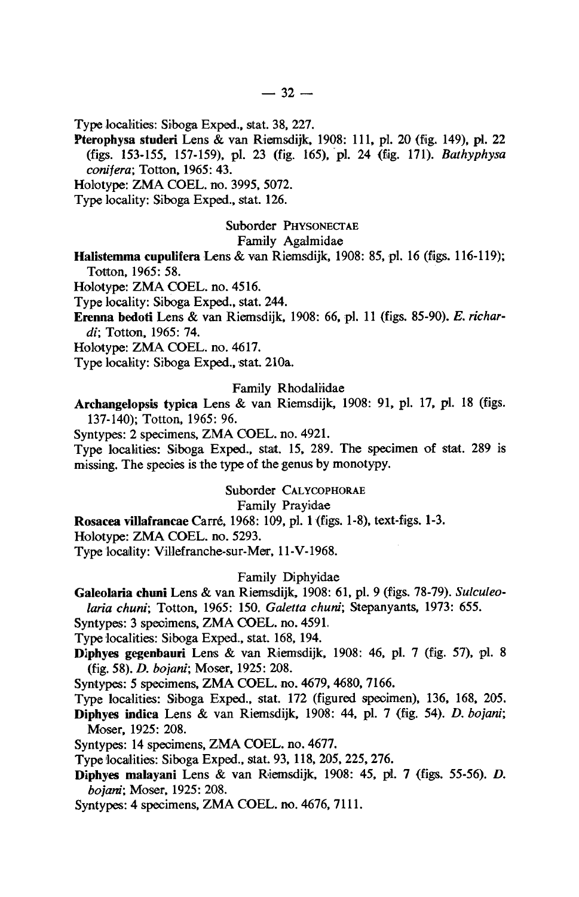Type localities: Siboga Exped., stat. 38, 227.

**Pterophysa studeri** Lens & van Riemsdijk, 1908: 111, pl. 20 (fig. 149), pl. 22 (figs. 153-155, 157-159), pl. 23 (fig. 165), pl. 24 (fig. 171). *Bathyphysa conifera*; Totton, 1965: 43.

Holotype: ZMA COEL. no. 3995, 5072.

Type locality: Siboga Exped., stat. 126.

Suborder PHYSONECTAE

Family Agalmidae

**Halistemma cupulifera** Lens & van Riemsdijk, 1908: 85, pl. 16 (figs. 116-119); Totton, 1965: 58.

Holotype: ZMA COEL. no. 4516.

Type locality: Siboga Exped., stat. 244.

**Erenna bedoti** Lens & van Riemsdijk, 1908: 66, pl. 11 (figs. 85-90). *E. richardi*; Totton, 1965: 74.

Holotype: ZMA COEL. no. 4617.

Type locality: Siboga Exped., stat. 210a.

Family Rhodaliidae

**Archangelopsis typica** Lens & van Riemsdijk, 1908: 91, pl. 17, pl. 18 (figs. 137-140); Totton, 1965: 96.

Syntypes: 2 specimens, ZMA COEL. no. 4921.

Type localities: Siboga Exped., stat. 15, 289. The specimen of stat. 289 is missing. The species is the type of the genus by monotypy.

Suborder CALYCOPHORAE

Family Prayidae

**Rosacea villafrancae** Carré, 1968: 109, pl. 1 (figs. 1-8), text-figs. 1-3.

Holotype: ZMA COEL. no. 5293.

Type locality: Villefranche-sur-Mer, 11-V-1968.

Family Diphyidae

**Galeolaria chuni** Lens & van Riemsdijk, 1908: 61, pl. 9 (figs. 78-79). *Sulculeolaria chuni*; Totton, 1965: 150. *Galetta chuni*; Stepanyants, 1973: 655.

Syntypes: 3 specimens, ZMA COEL. no. 4591.

Type localities: Siboga Exped., stat. 168, 194.

**Diphyes gegenbauri** Lens & van Riemsdijk, 1908: 46, pl. 7 (fig. 57), pl. 8 (fig. 58). *D. bojani*; Moser, 1925: 208.

Syntypes: 5 specimens, ZMA COEL. no. 4679, 4680, 7166.

Type localities: Siboga Exped., stat. 172 (figured specimen), 136, 168, 205.

**Diphyes indica** Lens & van Riemsdijk, 1908: 44, pl. 7 (fig. 54). *D. bojani*; Moser, 1925: 208.

Syntypes: 14 specimens, ZMA COEL. no. 4677.

Type localities: Siboga Exped., stat. 93, 118, 205, 225, 276.

**Diphyes malayani** Lens & van Riemsdijk, 1908: 45, pl. 7 (figs. 55-56). *D. bojani*; Moser, 1925: 208.

Syntypes: 4 specimens, ZMA COEL. no. 4676, 7111.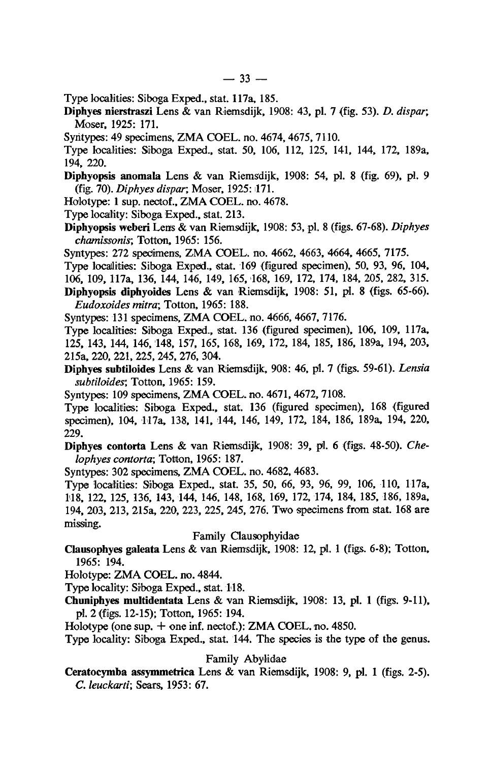Type localities: Siboga Exped., stat. 117a, 185.

**Diphyes nierstraszi** Lens & van Riemsdijk, 1908: 43, pl. 7 (fig. 53). *D. dispar*; Moser, 1925: 171.

Syntypes: 49 specimens, ZMA COEL. no. 4674, 4675, 7110.

Type localities: Siboga Exped., stat. 50, 106, 112, 125, 141, 144, 172, 189a, 194, 220.

**Diphyopsis anomala** Lens & van Riemsdijk, 1908: 54, pl. 8 (fig. 69), pl. 9 (fig. 70). *Diphyes dispar*; Moser, 1925: 171.

Holotype: 1 sup. nectof., ZMA COEL. no. 4678.

Type locality: Siboga Exped., stat. 213.

**Diphyopsis weberi** Lens & van Riemsdijk, 1908: 53, pl. 8 (figs. 67-68). *Diphyes chamissonis*; Totton, 1965: 156.

Syntypes: 272 specimens, ZMA COEL. no. 4662, 4663, 4664, 4665, 7175.

Type localities: Siboga Exped., stat. 169 (figured specimen), 50, 93, 96, 104, 106, 109, 117a, 136, 144, 146, 149, 165, 168, 169, 172, 174, 184, 205, 282, 315.

**Diphyopsis diphyoides** Lens & van Riemsdijk, 1908: 51, pl. 8 (figs. 65-66). *Eudoxoides mitra*; Totton, 1965: 188.

Syntypes: 131 specimens, ZMA COEL. no. 4666, 4667, 7176.

Type localities: Siboga Exped., stat. 136 (figured specimen), 106, 109, 117a, 125, 143, 144, 146, 148, 157, 165, 168, 169, 172, 184, 185, 186, 189a, 194, 203, 215a, 220, 221, 225, 245, 276, 304.

**Diphyes subtiloides** Lens & van Riemsdijk, 908: 46, pl. 7 (figs. 59-61). *Lensia subtiloides*; Totton, 1965: 159.

Syntypes: 109 specimens, ZMA COEL. no. 4671, 4672, 7108.

Type localities: Siboga Exped., stat. 136 (figured specimen), 168 (figured specimen), 104, 117a, 138, 141, 144, 146, 149, 172, 184, 186, 189a, 194, 220, 229.

**Diphyes contorta** Lens & van Riemsdijk, 1908: 39, pl. 6 (figs. 48-50). *Chelophyes contorta*; Totton, 1965: 187.

Syntypes: 302 specimens, ZMA COEL. no. 4682, 4683.

Type localities: Siboga Exped., stat. 35, 50, 66, 93, 96, 99, 106, 110, 117a, 118, 122, 125, 136, 143, 144, 146, 148, 168, 169, 172, 174, 184, 185, 186, 189a, 194, 203, 213, 215a, 220, 223, 225, 245, 276. Two specimens from stat. 168 are missing.

## Family Clausophyidae

**Clausophyes galeata** Lens & van Riemsdijk, 1908: 12, pl. 1 (figs. 6-8); Totton, 1965: 194.

Holotype: ZMA COEL. no. 4844.

Type locality: Siboga Exped., stat. 118.

**Chuniphyes multidentata** Lens & van Riemsdijk, 1908: 13, pl. 1 (figs. 9-11), pl. 2 (figs. 12-15); Totton, 1965: 194.

Holotype (one sup. + one inf. nectof.): ZMA COEL. no. 4850.

Type locality: Siboga Exped., stat. 144. The species is the type of the genus.

## Family Abylidae

**Ceratocymba assymmetrica** Lens & van Riemsdijk, 1908: 9, pl. 1 (figs. 2-5). *C. leuckarti*; Sears, 1953: 67.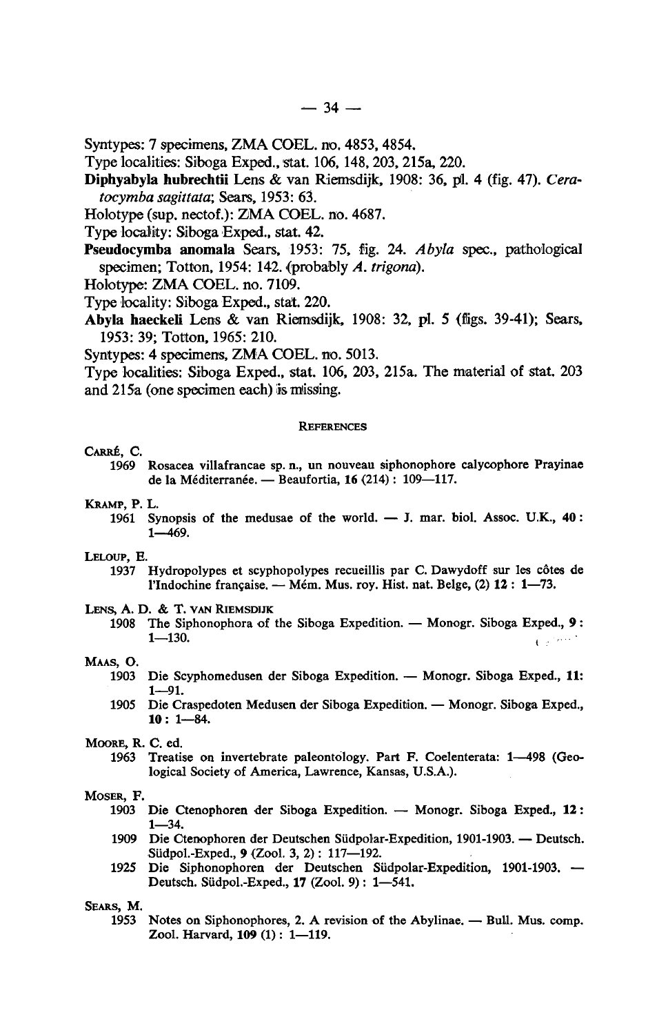Syntypes: 7 specimens, ZMA COEL. no. 4853, 4854.

Type localities: Siboga Exped., stat. 106, 148, 203, 215a, 220.

**Diphyabyla hubrechtii** Lens & van Riemsdijk, 1908: 36, pl. 4 (fig. 47). *Ceratocymba sagittata*; Sears, 1953: 63.

Holotype (sup. nectof.): ZMA COEL. no. 4687.

Type locality: Siboga Exped., stat. 42.

**Pseudocymba anomala** Sears, 1953: 75, fig. 24. *Abyla* spec., pathological specimen; Totton, 1954: 142. (probably *A. trigona*).

Holotype: ZMA COEL. no. 7109.

Type locality: Siboga Exped., stat. 220.

**Abyla haeckeli** Lens & van Riemsdijk, 1908: 32, pl. 5 (figs. 39-41); Sears, 1953: 39; Totton, 1965: 210.

Syntypes: 4 specimens, ZMA COEL. no. 5013.

Type localities: Siboga Exped., stat. 106, 203, 215a. The material of stat. 203 and 215a (one specimen each) is missing.

## References

CARRÉ, C.

1969 Rosacea villafrancae sp. n., un nouveau siphonophore calycophore Prayinae de la Méditerranée. — Beaufortia, **16** (214): 109—117.

KRAMP, P. L.

1961 Synopsis of the medusae of the world. — J. mar. biol. Assoc. U.K., **40**: 1—469.

LELOUP, E.

1937 Hydropolypes et scyphopolypes recueillis par C. Dawydoff sur les côtes de l'Indochine française. — Mém. Mus. roy. Hist. nat. Belge, (2) **12**: 1—73.

LENS, A. D. & T. VAN RIEMSDIJK

1908 The Siphonophora of the Siboga Expedition. — Monogr. Siboga Exped., **9**: 1—130.

MAAS, O.

1903 Die Scyphomedusen der Siboga Expedition. — Monogr. Siboga Exped., **11**: 1—91.

1905 Die Craspedoten Medusen der Siboga Expedition. — Monogr. Siboga Exped., **10**: 1—84.

MOORE, R. C. ed.

1963 Treatise on invertebrate paleontology. Part F. Coelenterata: 1—498 (Geological Society of America, Lawrence, Kansas, U.S.A.).

MOSER, F.

1903 Die Ctenophoren der Siboga Expedition. — Monogr. Siboga Exped., **12**: 1—34.

1909 Die Ctenophoren der Deutschen Südpolar-Expedition, 1901-1903. — Deutsch. Südpol.-Exped., **9** (Zool. 3, 2): 117—192.

1925 Die Siphonophoren der Deutschen Südpolar-Expedition, 1901-1903. — Deutsch. Südpol.-Exped., **17** (Zool. 9): 1—541.

SEARS, M.

1953 Notes on Siphonophores, 2. A revision of the Abylinae. — Bull. Mus. comp. Zool. Harvard, **109** (1): 1—119.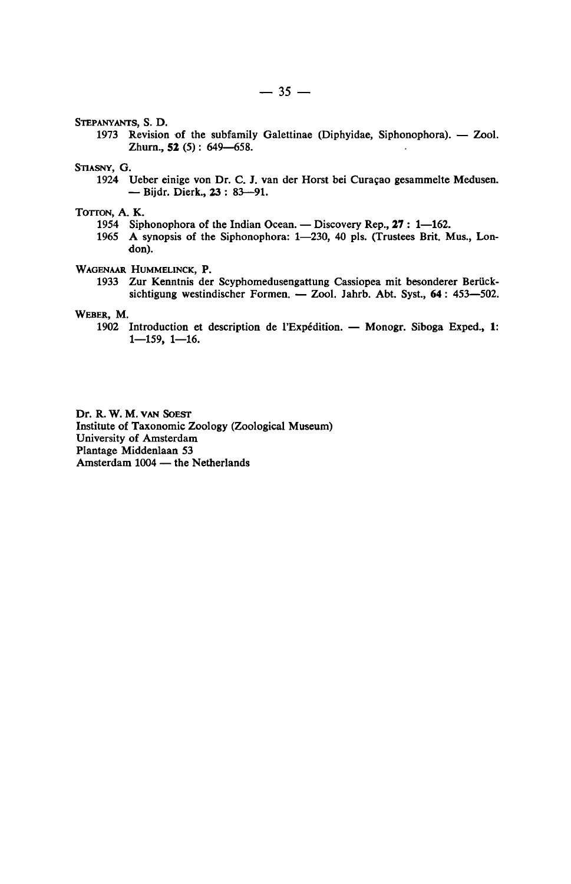STEPANYANTS, S. D.

1973 Revision of the subfamily Galettinae (Diphyidae, Siphonophora). — Zool. Zhurn., **52** (5) : 649—658.

STIASNY, G.

1924 Ueber einige von Dr. C. J. van der Horst bei Curaçao gesammelte Medusen. — Bijdr. Dierk., **23** : 83—91.

TOTTON, A. K.

1954 Siphonophora of the Indian Ocean. — Discovery Rep., **27** : 1—162.

1965 A synopsis of the Siphonophora: 1—230, 40 pls. (Trustees Brit. Mus., London).

WAGENAAR HUMMELINCK, P.

1933 Zur Kenntnis der Scyphomedusengattung Cassiopea mit besonderer Berücksichtigung westindischer Formen. — Zool. Jahrb. Abt. Syst., **64** : 453—502.

WEBER, M.

1902 Introduction et description de l'Expédition. — Monogr. Siboga Exped., **1**: 1—159, 1—16.

Dr. R. W. M. VAN SOEST
Institute of Taxonomic Zoology (Zoological Museum)
University of Amsterdam
Plantage Middenlaan 53
Amsterdam 1004 — the Netherlands